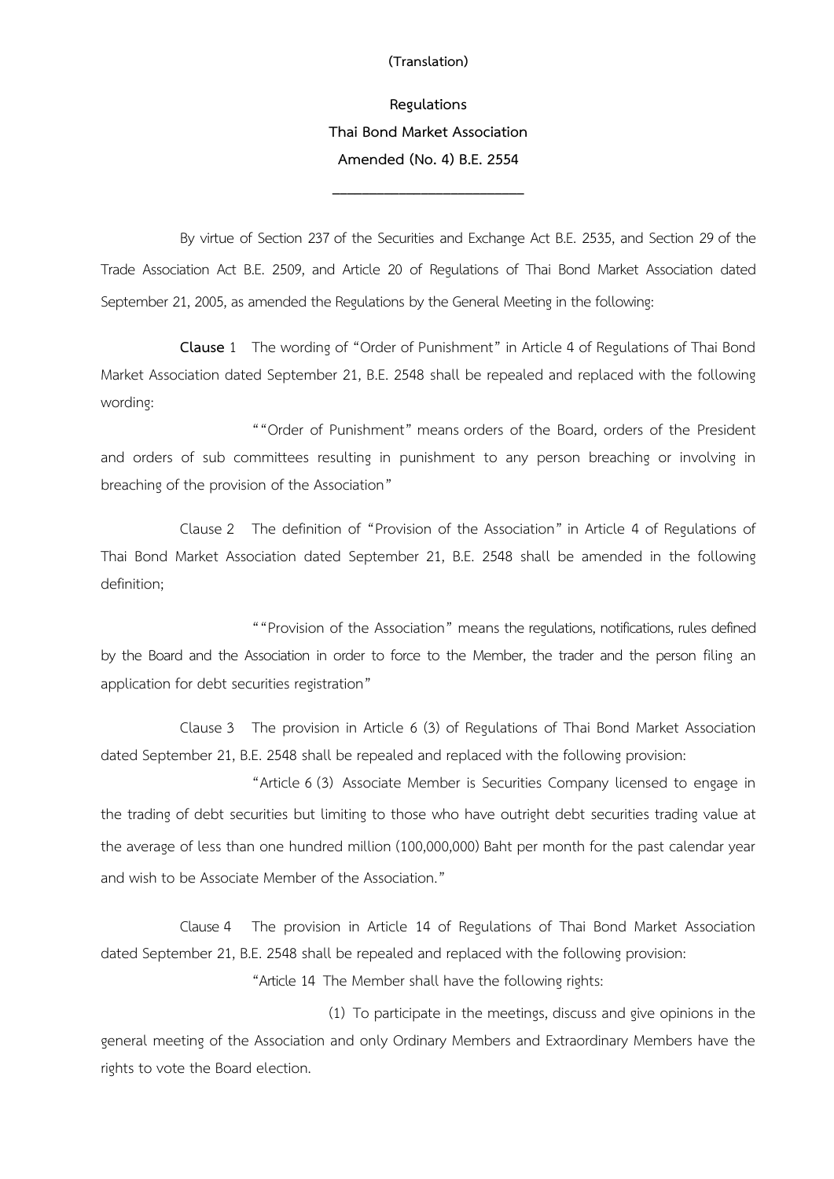(Translation)

**Regulations**

**Thai Bond Market Association**

**Amended (No. 4) B.E. 2554**

______________________________

By virtue of Section 237 of the Securities and Exchange Act B.E. 2535, and Section 29 of the Trade Association Act B.E. 2509, and Article 20 of Regulations of Thai Bond Market Association dated September 21, 2005, as amended the Regulations by the General Meeting in the following:

**Clause** 1 The wording of "Order of Punishment" in Article 4 of Regulations of Thai Bond Market Association dated September 21, B.E. 2548 shall be repealed and replaced with the following wording:

""Order of Punishment" means orders of the Board, orders of the President and orders of sub committees resulting in punishment to any person breaching or involving in breaching of the provision of the Association"

Clause 2 The definition of "Provision of the Association" in Article 4 of Regulations of Thai Bond Market Association dated September 21, B.E. 2548 shall be amended in the following definition;

""Provision of the Association" means the regulations, notifications, rules defined by the Board and the Association in order to force to the Member, the trader and the person filing an application for debt securities registration"

Clause 3 The provision in Article 6 (3) of Regulations of Thai Bond Market Association dated September 21, B.E. 2548 shall be repealed and replaced with the following provision:

"Article 6 (3) Associate Member is Securities Company licensed to engage in the trading of debt securities but limiting to those who have outright debt securities trading value at the average of less than one hundred million (100,000,000) Baht per month for the past calendar year and wish to be Associate Member of the Association."

Clause 4 The provision in Article 14 of Regulations of Thai Bond Market Association dated September 21, B.E. 2548 shall be repealed and replaced with the following provision:

"Article 14 The Member shall have the following rights:

(1) To participate in the meetings, discuss and give opinions in the general meeting of the Association and only Ordinary Members and Extraordinary Members have the rights to vote the Board election.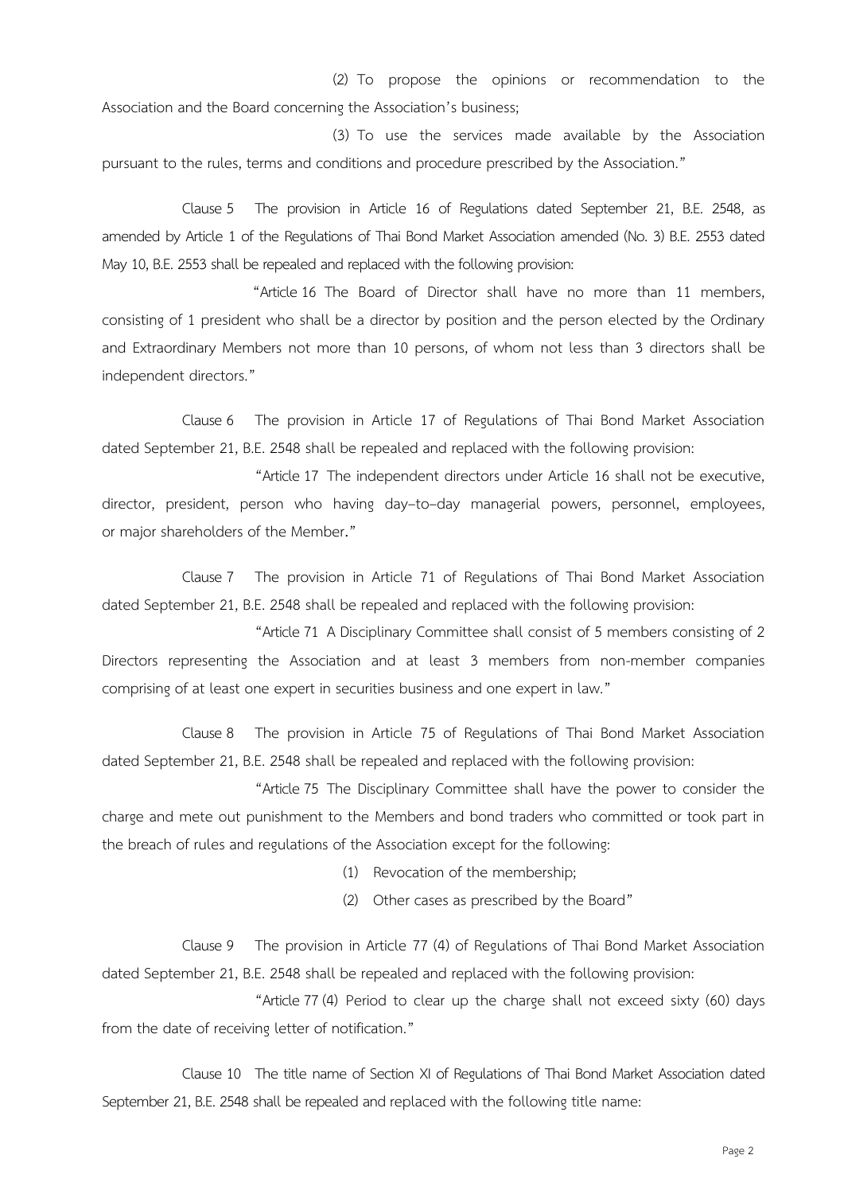(2) To propose the opinions or recommendation to the Association and the Board concerning the Association's business;

(3) To use the services made available by the Association pursuant to the rules, terms and conditions and procedure prescribed by the Association."

Clause 5 The provision in Article 16 of Regulations dated September 21, B.E. 2548, as amended by Article 1 of the Regulations of Thai Bond Market Association amended (No. 3) B.E. 2553 dated May 10, B.E. 2553 shall be repealed and replaced with the following provision:

"Article 16 The Board of Director shall have no more than 11 members, consisting of 1 president who shall be a director by position and the person elected by the Ordinary and Extraordinary Members not more than 10 persons, of whom not less than 3 directors shall be independent directors."

Clause 6 The provision in Article 17 of Regulations of Thai Bond Market Association dated September 21, B.E. 2548 shall be repealed and replaced with the following provision:

"Article 17 The independent directors under Article 16 shall not be executive, director, president, person who having day–to–day managerial powers, personnel, employees, or major shareholders of the Member."

Clause 7 The provision in Article 71 of Regulations of Thai Bond Market Association dated September 21, B.E. 2548 shall be repealed and replaced with the following provision:

"Article 71 A Disciplinary Committee shall consist of 5 members consisting of 2 Directors representing the Association and at least 3 members from non-member companies comprising of at least one expert in securities business and one expert in law."

Clause 8 The provision in Article 75 of Regulations of Thai Bond Market Association dated September 21, B.E. 2548 shall be repealed and replaced with the following provision:

"Article 75 The Disciplinary Committee shall have the power to consider the charge and mete out punishment to the Members and bond traders who committed or took part in the breach of rules and regulations of the Association except for the following:

(1) Revocation of the membership;

(2) Other cases as prescribed by the Board"

Clause 9 The provision in Article 77 (4) of Regulations of Thai Bond Market Association dated September 21, B.E. 2548 shall be repealed and replaced with the following provision:

"Article 77 (4) Period to clear up the charge shall not exceed sixty (60) days from the date of receiving letter of notification."

Clause 10 The title name of Section XI of Regulations of Thai Bond Market Association dated September 21, B.E. 2548 shall be repealed and replaced with the following title name: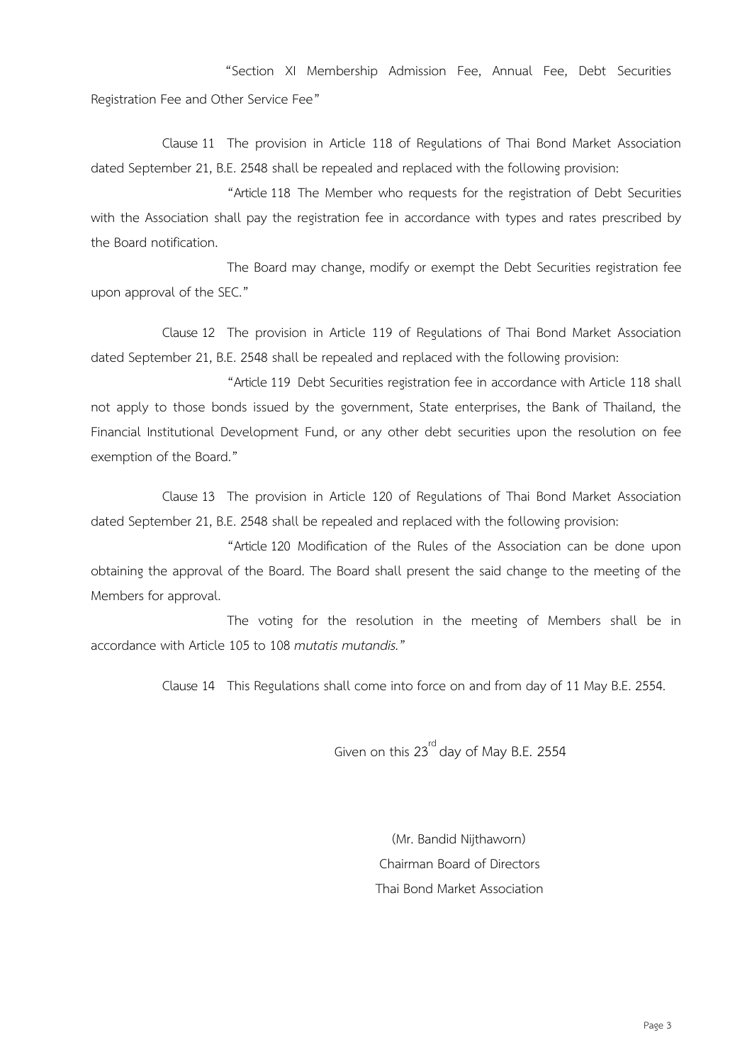"Section XI Membership Admission Fee, Annual Fee, Debt Securities Registration Fee and Other Service Fee"

Clause 11 The provision in Article 118 of Regulations of Thai Bond Market Association dated September 21, B.E. 2548 shall be repealed and replaced with the following provision:

"Article 118 The Member who requests for the registration of Debt Securities with the Association shall pay the registration fee in accordance with types and rates prescribed by the Board notification.

The Board may change, modify or exempt the Debt Securities registration fee upon approval of the SEC."

Clause 12 The provision in Article 119 of Regulations of Thai Bond Market Association dated September 21, B.E. 2548 shall be repealed and replaced with the following provision:

"Article 119 Debt Securities registration fee in accordance with Article 118 shall not apply to those bonds issued by the government, State enterprises, the Bank of Thailand, the Financial Institutional Development Fund, or any other debt securities upon the resolution on fee exemption of the Board."

Clause 13 The provision in Article 120 of Regulations of Thai Bond Market Association dated September 21, B.E. 2548 shall be repealed and replaced with the following provision:

"Article 120 Modification of the Rules of the Association can be done upon obtaining the approval of the Board. The Board shall present the said change to the meeting of the Members for approval.

The voting for the resolution in the meeting of Members shall be in accordance with Article 105 to 108 *mutatis mutandis.*"

Clause 14 This Regulations shall come into force on and from day of 11 May B.E. 2554.

Given on this 23rd day of May B.E. 2554

(Mr. Bandid Nijthaworn)
Chairman Board of Directors
Thai Bond Market Association